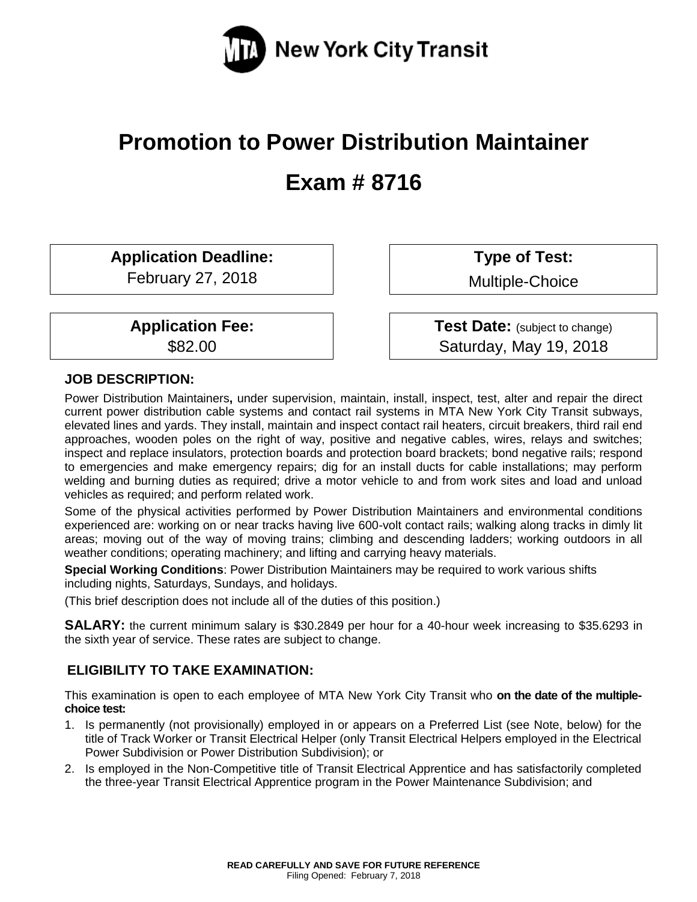# Promotion to Power Distribution Maintainer

# Exam # 8716

| **Application Deadline:** | **Type of Test:** |
|---|---|
| February 27, 2018 | Multiple-Choice |
| **Application Fee:** | **Test Date:** (subject to change) |
| $82.00 | Saturday, May 19, 2018 |

## JOB DESCRIPTION:

Power Distribution Maintainers**,** under supervision, maintain, install, inspect, test, alter and repair the direct current power distribution cable systems and contact rail systems in MTA New York City Transit subways, elevated lines and yards. They install, maintain and inspect contact rail heaters, circuit breakers, third rail end approaches, wooden poles on the right of way, positive and negative cables, wires, relays and switches; inspect and replace insulators, protection boards and protection board brackets; bond negative rails; respond to emergencies and make emergency repairs; dig for an install ducts for cable installations; may perform welding and burning duties as required; drive a motor vehicle to and from work sites and load and unload vehicles as required; and perform related work.

Some of the physical activities performed by Power Distribution Maintainers and environmental conditions experienced are: working on or near tracks having live 600-volt contact rails; walking along tracks in dimly lit areas; moving out of the way of moving trains; climbing and descending ladders; working outdoors in all weather conditions; operating machinery; and lifting and carrying heavy materials.

**Special Working Conditions**: Power Distribution Maintainers may be required to work various shifts including nights, Saturdays, Sundays, and holidays.

(This brief description does not include all of the duties of this position.)

**SALARY:** the current minimum salary is $30.2849 per hour for a 40-hour week increasing to $35.6293 in the sixth year of service. These rates are subject to change.

## ELIGIBILITY TO TAKE EXAMINATION:

This examination is open to each employee of MTA New York City Transit who **on the date of the multiple-choice test:**

1. Is permanently (not provisionally) employed in or appears on a Preferred List (see Note, below) for the title of Track Worker or Transit Electrical Helper (only Transit Electrical Helpers employed in the Electrical Power Subdivision or Power Distribution Subdivision); or
2. Is employed in the Non-Competitive title of Transit Electrical Apprentice and has satisfactorily completed the three-year Transit Electrical Apprentice program in the Power Maintenance Subdivision; and

**READ CAREFULLY AND SAVE FOR FUTURE REFERENCE**
Filing Opened: February 7, 2018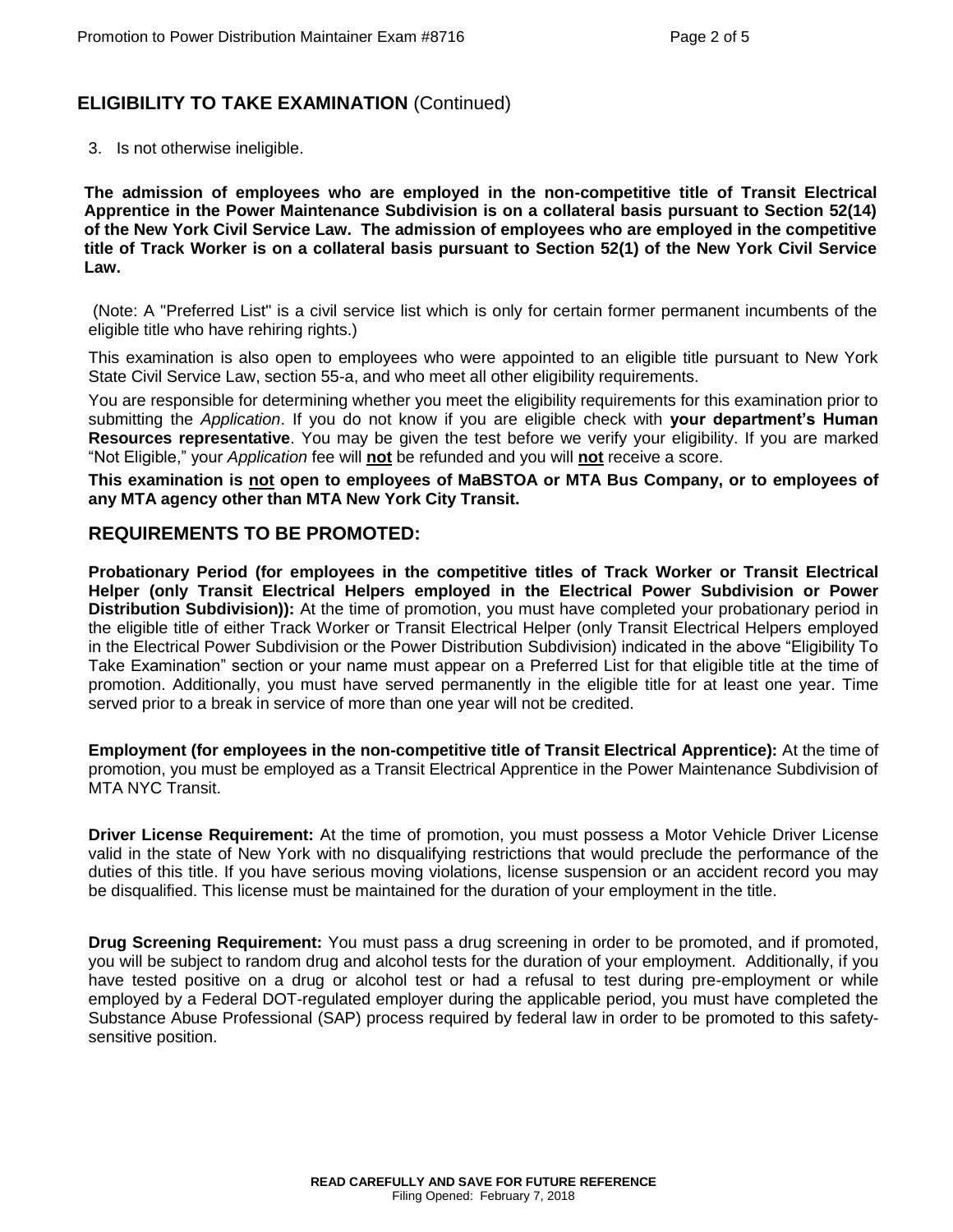## ELIGIBILITY TO TAKE EXAMINATION (Continued)

3. Is not otherwise ineligible.

**The admission of employees who are employed in the non-competitive title of Transit Electrical Apprentice in the Power Maintenance Subdivision is on a collateral basis pursuant to Section 52(14) of the New York Civil Service Law. The admission of employees who are employed in the competitive title of Track Worker is on a collateral basis pursuant to Section 52(1) of the New York Civil Service Law.**

(Note: A "Preferred List" is a civil service list which is only for certain former permanent incumbents of the eligible title who have rehiring rights.)

This examination is also open to employees who were appointed to an eligible title pursuant to New York State Civil Service Law, section 55-a, and who meet all other eligibility requirements.

You are responsible for determining whether you meet the eligibility requirements for this examination prior to submitting the *Application*. If you do not know if you are eligible check with **your department's Human Resources representative**. You may be given the test before we verify your eligibility. If you are marked "Not Eligible," your *Application* fee will **not** be refunded and you will **not** receive a score.

**This examination is not open to employees of MaBSTOA or MTA Bus Company, or to employees of any MTA agency other than MTA New York City Transit.**

## REQUIREMENTS TO BE PROMOTED:

**Probationary Period (for employees in the competitive titles of Track Worker or Transit Electrical Helper (only Transit Electrical Helpers employed in the Electrical Power Subdivision or Power Distribution Subdivision)):** At the time of promotion, you must have completed your probationary period in the eligible title of either Track Worker or Transit Electrical Helper (only Transit Electrical Helpers employed in the Electrical Power Subdivision or the Power Distribution Subdivision) indicated in the above "Eligibility To Take Examination" section or your name must appear on a Preferred List for that eligible title at the time of promotion. Additionally, you must have served permanently in the eligible title for at least one year. Time served prior to a break in service of more than one year will not be credited.

**Employment (for employees in the non-competitive title of Transit Electrical Apprentice):** At the time of promotion, you must be employed as a Transit Electrical Apprentice in the Power Maintenance Subdivision of MTA NYC Transit.

**Driver License Requirement:** At the time of promotion, you must possess a Motor Vehicle Driver License valid in the state of New York with no disqualifying restrictions that would preclude the performance of the duties of this title. If you have serious moving violations, license suspension or an accident record you may be disqualified. This license must be maintained for the duration of your employment in the title.

**Drug Screening Requirement:** You must pass a drug screening in order to be promoted, and if promoted, you will be subject to random drug and alcohol tests for the duration of your employment. Additionally, if you have tested positive on a drug or alcohol test or had a refusal to test during pre-employment or while employed by a Federal DOT-regulated employer during the applicable period, you must have completed the Substance Abuse Professional (SAP) process required by federal law in order to be promoted to this safety-sensitive position.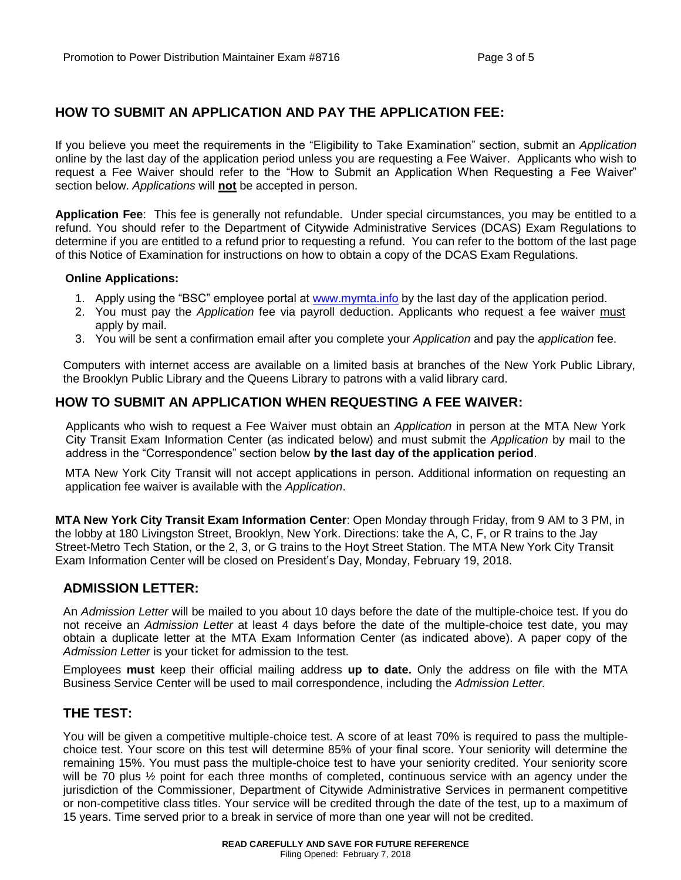## HOW TO SUBMIT AN APPLICATION AND PAY THE APPLICATION FEE:

If you believe you meet the requirements in the "Eligibility to Take Examination" section, submit an *Application* online by the last day of the application period unless you are requesting a Fee Waiver. Applicants who wish to request a Fee Waiver should refer to the "How to Submit an Application When Requesting a Fee Waiver" section below. *Applications* will **not** be accepted in person.

**Application Fee**: This fee is generally not refundable. Under special circumstances, you may be entitled to a refund. You should refer to the Department of Citywide Administrative Services (DCAS) Exam Regulations to determine if you are entitled to a refund prior to requesting a refund. You can refer to the bottom of the last page of this Notice of Examination for instructions on how to obtain a copy of the DCAS Exam Regulations.

**Online Applications:**

1. Apply using the "BSC" employee portal at www.mymta.info by the last day of the application period.
2. You must pay the *Application* fee via payroll deduction. Applicants who request a fee waiver must apply by mail.
3. You will be sent a confirmation email after you complete your *Application* and pay the *application* fee.

Computers with internet access are available on a limited basis at branches of the New York Public Library, the Brooklyn Public Library and the Queens Library to patrons with a valid library card.

## HOW TO SUBMIT AN APPLICATION WHEN REQUESTING A FEE WAIVER:

Applicants who wish to request a Fee Waiver must obtain an *Application* in person at the MTA New York City Transit Exam Information Center (as indicated below) and must submit the *Application* by mail to the address in the "Correspondence" section below **by the last day of the application period**.

MTA New York City Transit will not accept applications in person. Additional information on requesting an application fee waiver is available with the *Application*.

**MTA New York City Transit Exam Information Center**: Open Monday through Friday, from 9 AM to 3 PM, in the lobby at 180 Livingston Street, Brooklyn, New York. Directions: take the A, C, F, or R trains to the Jay Street-Metro Tech Station, or the 2, 3, or G trains to the Hoyt Street Station. The MTA New York City Transit Exam Information Center will be closed on President's Day, Monday, February 19, 2018.

## ADMISSION LETTER:

An *Admission Letter* will be mailed to you about 10 days before the date of the multiple-choice test. If you do not receive an *Admission Letter* at least 4 days before the date of the multiple-choice test date, you may obtain a duplicate letter at the MTA Exam Information Center (as indicated above). A paper copy of the *Admission Letter* is your ticket for admission to the test.

Employees **must** keep their official mailing address **up to date.** Only the address on file with the MTA Business Service Center will be used to mail correspondence, including the *Admission Letter.*

## THE TEST:

You will be given a competitive multiple-choice test. A score of at least 70% is required to pass the multiple-choice test. Your score on this test will determine 85% of your final score. Your seniority will determine the remaining 15%. You must pass the multiple-choice test to have your seniority credited. Your seniority score will be 70 plus ½ point for each three months of completed, continuous service with an agency under the jurisdiction of the Commissioner, Department of Citywide Administrative Services in permanent competitive or non-competitive class titles. Your service will be credited through the date of the test, up to a maximum of 15 years. Time served prior to a break in service of more than one year will not be credited.

**READ CAREFULLY AND SAVE FOR FUTURE REFERENCE**
Filing Opened: February 7, 2018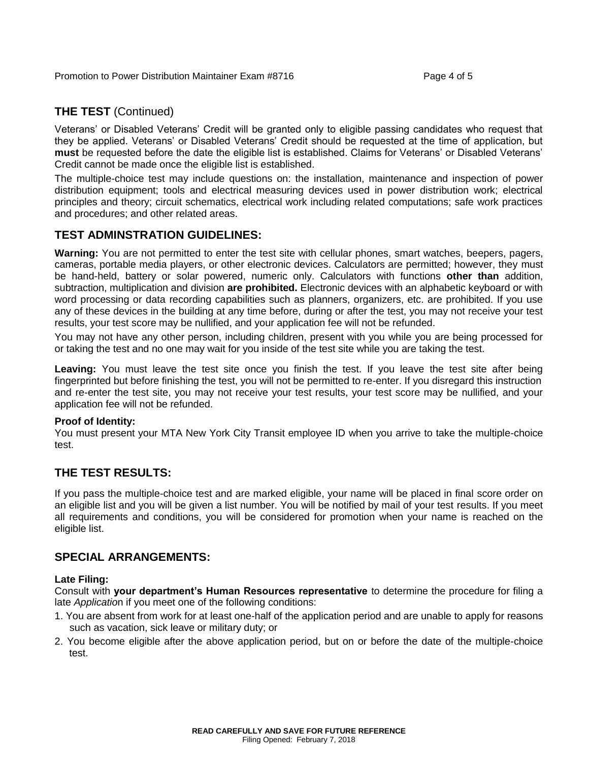## THE TEST (Continued)

Veterans' or Disabled Veterans' Credit will be granted only to eligible passing candidates who request that they be applied. Veterans' or Disabled Veterans' Credit should be requested at the time of application, but **must** be requested before the date the eligible list is established. Claims for Veterans' or Disabled Veterans' Credit cannot be made once the eligible list is established.

The multiple-choice test may include questions on: the installation, maintenance and inspection of power distribution equipment; tools and electrical measuring devices used in power distribution work; electrical principles and theory; circuit schematics, electrical work including related computations; safe work practices and procedures; and other related areas.

## TEST ADMINSTRATION GUIDELINES:

**Warning:** You are not permitted to enter the test site with cellular phones, smart watches, beepers, pagers, cameras, portable media players, or other electronic devices. Calculators are permitted; however, they must be hand-held, battery or solar powered, numeric only. Calculators with functions **other than** addition, subtraction, multiplication and division **are prohibited.** Electronic devices with an alphabetic keyboard or with word processing or data recording capabilities such as planners, organizers, etc. are prohibited. If you use any of these devices in the building at any time before, during or after the test, you may not receive your test results, your test score may be nullified, and your application fee will not be refunded.

You may not have any other person, including children, present with you while you are being processed for or taking the test and no one may wait for you inside of the test site while you are taking the test.

**Leaving:** You must leave the test site once you finish the test. If you leave the test site after being fingerprinted but before finishing the test, you will not be permitted to re-enter. If you disregard this instruction and re-enter the test site, you may not receive your test results, your test score may be nullified, and your application fee will not be refunded.

**Proof of Identity:**
You must present your MTA New York City Transit employee ID when you arrive to take the multiple-choice test.

## THE TEST RESULTS:

If you pass the multiple-choice test and are marked eligible, your name will be placed in final score order on an eligible list and you will be given a list number. You will be notified by mail of your test results. If you meet all requirements and conditions, you will be considered for promotion when your name is reached on the eligible list.

## SPECIAL ARRANGEMENTS:

**Late Filing:**
Consult with **your department's Human Resources representative** to determine the procedure for filing a late *Applicatio*n if you meet one of the following conditions:

1. You are absent from work for at least one-half of the application period and are unable to apply for reasons such as vacation, sick leave or military duty; or
2. You become eligible after the above application period, but on or before the date of the multiple-choice test.

**READ CAREFULLY AND SAVE FOR FUTURE REFERENCE**
Filing Opened: February 7, 2018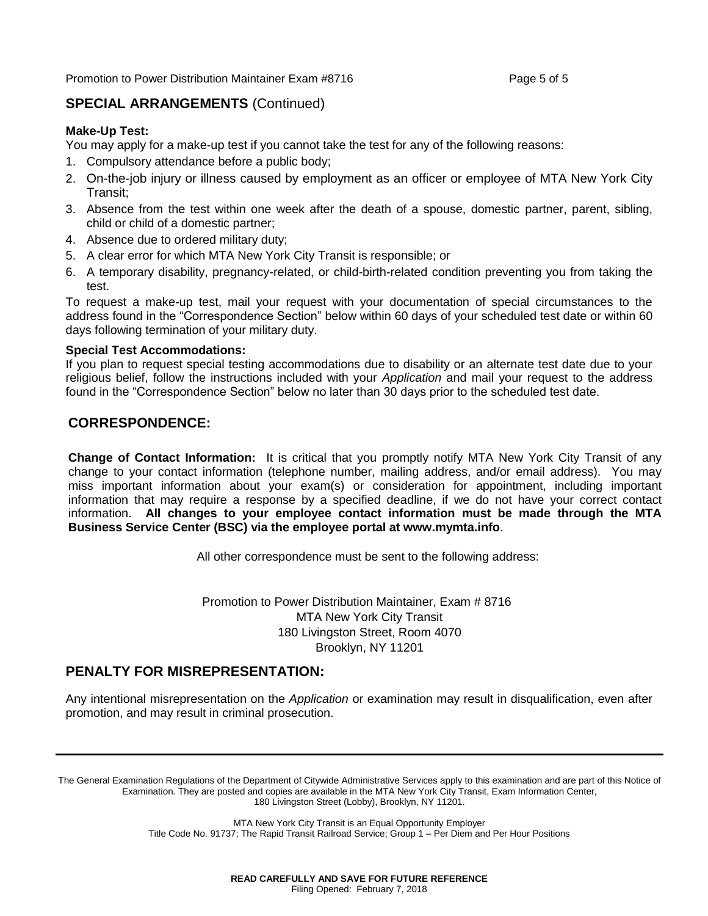## SPECIAL ARRANGEMENTS (Continued)

**Make-Up Test:**

You may apply for a make-up test if you cannot take the test for any of the following reasons:

1. Compulsory attendance before a public body;
2. On-the-job injury or illness caused by employment as an officer or employee of MTA New York City Transit;
3. Absence from the test within one week after the death of a spouse, domestic partner, parent, sibling, child or child of a domestic partner;
4. Absence due to ordered military duty;
5. A clear error for which MTA New York City Transit is responsible; or
6. A temporary disability, pregnancy-related, or child-birth-related condition preventing you from taking the test.

To request a make-up test, mail your request with your documentation of special circumstances to the address found in the "Correspondence Section" below within 60 days of your scheduled test date or within 60 days following termination of your military duty.

**Special Test Accommodations:**

If you plan to request special testing accommodations due to disability or an alternate test date due to your religious belief, follow the instructions included with your *Application* and mail your request to the address found in the "Correspondence Section" below no later than 30 days prior to the scheduled test date.

## CORRESPONDENCE:

**Change of Contact Information:** It is critical that you promptly notify MTA New York City Transit of any change to your contact information (telephone number, mailing address, and/or email address). You may miss important information about your exam(s) or consideration for appointment, including important information that may require a response by a specified deadline, if we do not have your correct contact information. **All changes to your employee contact information must be made through the MTA Business Service Center (BSC) via the employee portal at www.mymta.info**.

All other correspondence must be sent to the following address:

Promotion to Power Distribution Maintainer, Exam # 8716
MTA New York City Transit
180 Livingston Street, Room 4070
Brooklyn, NY 11201

## PENALTY FOR MISREPRESENTATION:

Any intentional misrepresentation on the *Application* or examination may result in disqualification, even after promotion, and may result in criminal prosecution.

---

The General Examination Regulations of the Department of Citywide Administrative Services apply to this examination and are part of this Notice of Examination. They are posted and copies are available in the MTA New York City Transit, Exam Information Center, 180 Livingston Street (Lobby), Brooklyn, NY 11201.

MTA New York City Transit is an Equal Opportunity Employer
Title Code No. 91737; The Rapid Transit Railroad Service; Group 1 – Per Diem and Per Hour Positions

**READ CAREFULLY AND SAVE FOR FUTURE REFERENCE**
Filing Opened: February 7, 2018